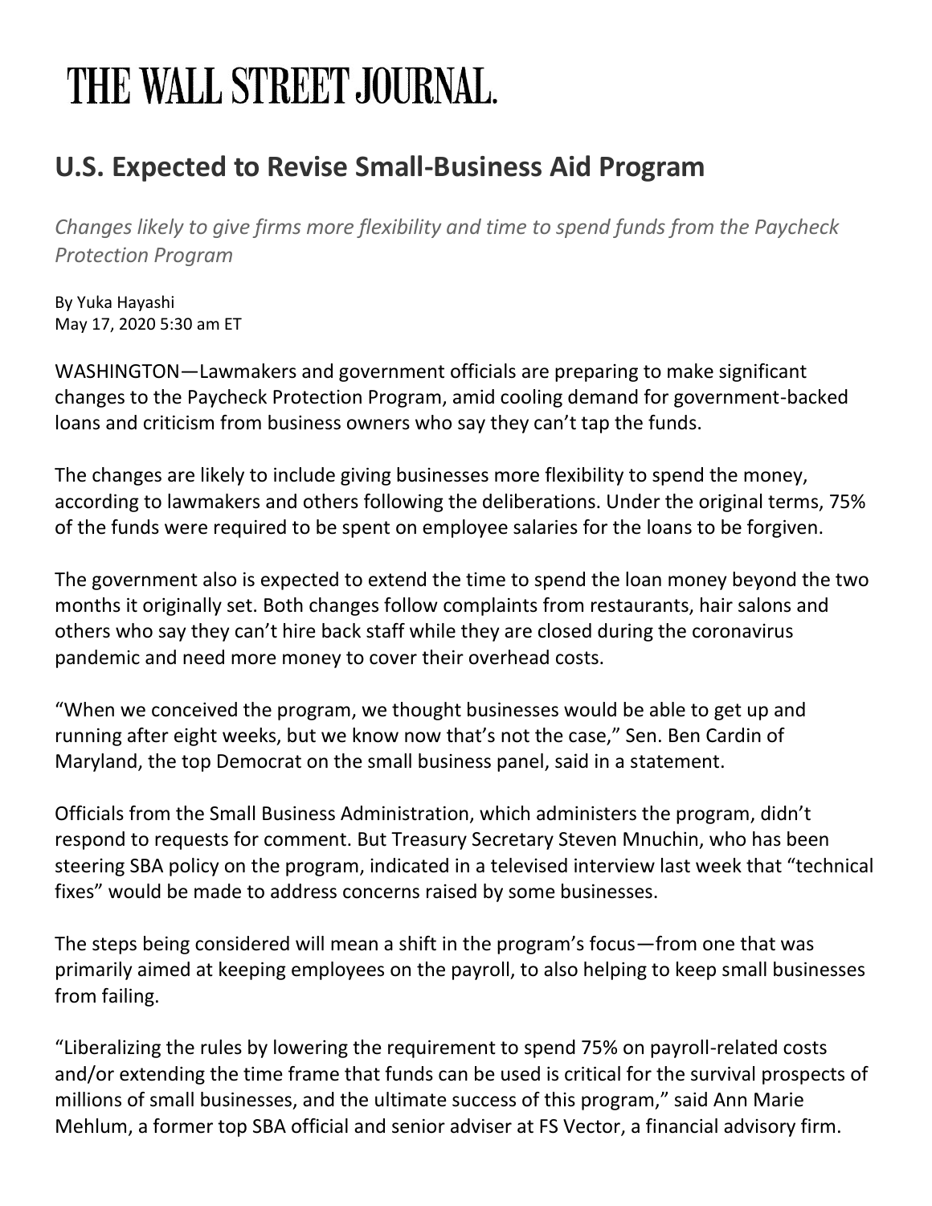# THE WALL STREET JOURNAL.

## U.S. Expected to Revise Small-Business Aid Program

*Changes likely to give firms more flexibility and time to spend funds from the Paycheck Protection Program*

By Yuka Hayashi
May 17, 2020 5:30 am ET

WASHINGTON—Lawmakers and government officials are preparing to make significant changes to the Paycheck Protection Program, amid cooling demand for government-backed loans and criticism from business owners who say they can't tap the funds.

The changes are likely to include giving businesses more flexibility to spend the money, according to lawmakers and others following the deliberations. Under the original terms, 75% of the funds were required to be spent on employee salaries for the loans to be forgiven.

The government also is expected to extend the time to spend the loan money beyond the two months it originally set. Both changes follow complaints from restaurants, hair salons and others who say they can't hire back staff while they are closed during the coronavirus pandemic and need more money to cover their overhead costs.

"When we conceived the program, we thought businesses would be able to get up and running after eight weeks, but we know now that's not the case," Sen. Ben Cardin of Maryland, the top Democrat on the small business panel, said in a statement.

Officials from the Small Business Administration, which administers the program, didn't respond to requests for comment. But Treasury Secretary Steven Mnuchin, who has been steering SBA policy on the program, indicated in a televised interview last week that "technical fixes" would be made to address concerns raised by some businesses.

The steps being considered will mean a shift in the program's focus—from one that was primarily aimed at keeping employees on the payroll, to also helping to keep small businesses from failing.

"Liberalizing the rules by lowering the requirement to spend 75% on payroll-related costs and/or extending the time frame that funds can be used is critical for the survival prospects of millions of small businesses, and the ultimate success of this program," said Ann Marie Mehlum, a former top SBA official and senior adviser at FS Vector, a financial advisory firm.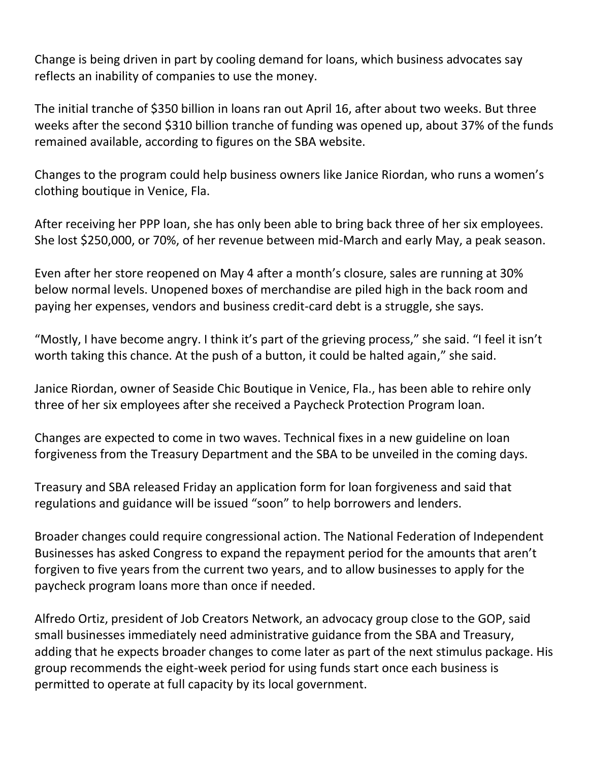Change is being driven in part by cooling demand for loans, which business advocates say reflects an inability of companies to use the money.

The initial tranche of $350 billion in loans ran out April 16, after about two weeks. But three weeks after the second $310 billion tranche of funding was opened up, about 37% of the funds remained available, according to figures on the SBA website.

Changes to the program could help business owners like Janice Riordan, who runs a women's clothing boutique in Venice, Fla.

After receiving her PPP loan, she has only been able to bring back three of her six employees. She lost $250,000, or 70%, of her revenue between mid-March and early May, a peak season.

Even after her store reopened on May 4 after a month's closure, sales are running at 30% below normal levels. Unopened boxes of merchandise are piled high in the back room and paying her expenses, vendors and business credit-card debt is a struggle, she says.

"Mostly, I have become angry. I think it's part of the grieving process," she said. "I feel it isn't worth taking this chance. At the push of a button, it could be halted again," she said.

Janice Riordan, owner of Seaside Chic Boutique in Venice, Fla., has been able to rehire only three of her six employees after she received a Paycheck Protection Program loan.

Changes are expected to come in two waves. Technical fixes in a new guideline on loan forgiveness from the Treasury Department and the SBA to be unveiled in the coming days.

Treasury and SBA released Friday an application form for loan forgiveness and said that regulations and guidance will be issued "soon" to help borrowers and lenders.

Broader changes could require congressional action. The National Federation of Independent Businesses has asked Congress to expand the repayment period for the amounts that aren't forgiven to five years from the current two years, and to allow businesses to apply for the paycheck program loans more than once if needed.

Alfredo Ortiz, president of Job Creators Network, an advocacy group close to the GOP, said small businesses immediately need administrative guidance from the SBA and Treasury, adding that he expects broader changes to come later as part of the next stimulus package. His group recommends the eight-week period for using funds start once each business is permitted to operate at full capacity by its local government.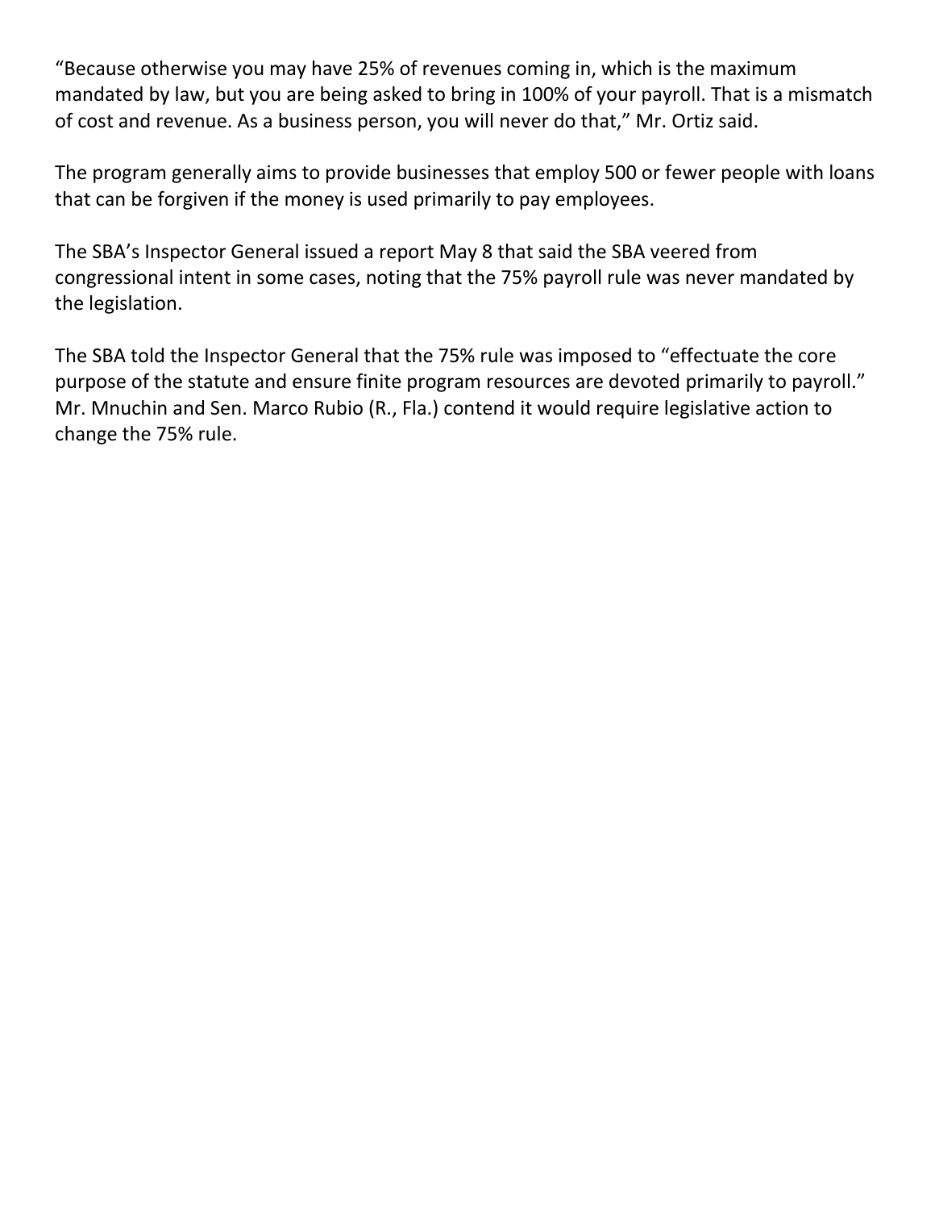"Because otherwise you may have 25% of revenues coming in, which is the maximum mandated by law, but you are being asked to bring in 100% of your payroll. That is a mismatch of cost and revenue. As a business person, you will never do that," Mr. Ortiz said.

The program generally aims to provide businesses that employ 500 or fewer people with loans that can be forgiven if the money is used primarily to pay employees.

The SBA's Inspector General issued a report May 8 that said the SBA veered from congressional intent in some cases, noting that the 75% payroll rule was never mandated by the legislation.

The SBA told the Inspector General that the 75% rule was imposed to "effectuate the core purpose of the statute and ensure finite program resources are devoted primarily to payroll." Mr. Mnuchin and Sen. Marco Rubio (R., Fla.) contend it would require legislative action to change the 75% rule.